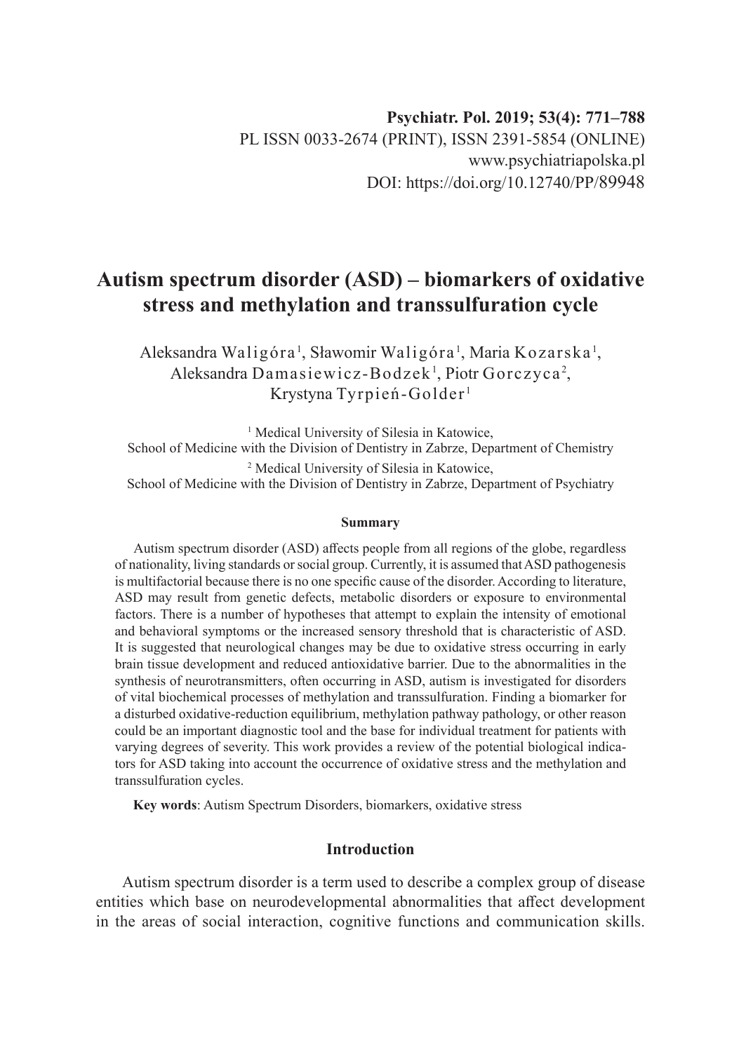Psychiatr. Pol. 2019; 53(4): 771–788
PL ISSN 0033-2674 (PRINT), ISSN 2391-5854 (ONLINE)
www.psychiatriapolska.pl
DOI: https://doi.org/10.12740/PP/89948

# Autism spectrum disorder (ASD) – biomarkers of oxidative stress and methylation and transsulfuration cycle

Aleksandra Waligóra[1], Sławomir Waligóra[1], Maria Kozarska[1], Aleksandra Damasiewicz-Bodzek[1], Piotr Gorczyca[2], Krystyna Tyrpień-Golder[1]

[1] Medical University of Silesia in Katowice, School of Medicine with the Division of Dentistry in Zabrze, Department of Chemistry

[2] Medical University of Silesia in Katowice, School of Medicine with the Division of Dentistry in Zabrze, Department of Psychiatry

**Summary**

Autism spectrum disorder (ASD) affects people from all regions of the globe, regardless of nationality, living standards or social group. Currently, it is assumed that ASD pathogenesis is multifactorial because there is no one specific cause of the disorder. According to literature, ASD may result from genetic defects, metabolic disorders or exposure to environmental factors. There is a number of hypotheses that attempt to explain the intensity of emotional and behavioral symptoms or the increased sensory threshold that is characteristic of ASD. It is suggested that neurological changes may be due to oxidative stress occurring in early brain tissue development and reduced antioxidative barrier. Due to the abnormalities in the synthesis of neurotransmitters, often occurring in ASD, autism is investigated for disorders of vital biochemical processes of methylation and transsulfuration. Finding a biomarker for a disturbed oxidative-reduction equilibrium, methylation pathway pathology, or other reason could be an important diagnostic tool and the base for individual treatment for patients with varying degrees of severity. This work provides a review of the potential biological indicators for ASD taking into account the occurrence of oxidative stress and the methylation and transsulfuration cycles.

**Key words**: Autism Spectrum Disorders, biomarkers, oxidative stress

## Introduction

Autism spectrum disorder is a term used to describe a complex group of disease entities which base on neurodevelopmental abnormalities that affect development in the areas of social interaction, cognitive functions and communication skills.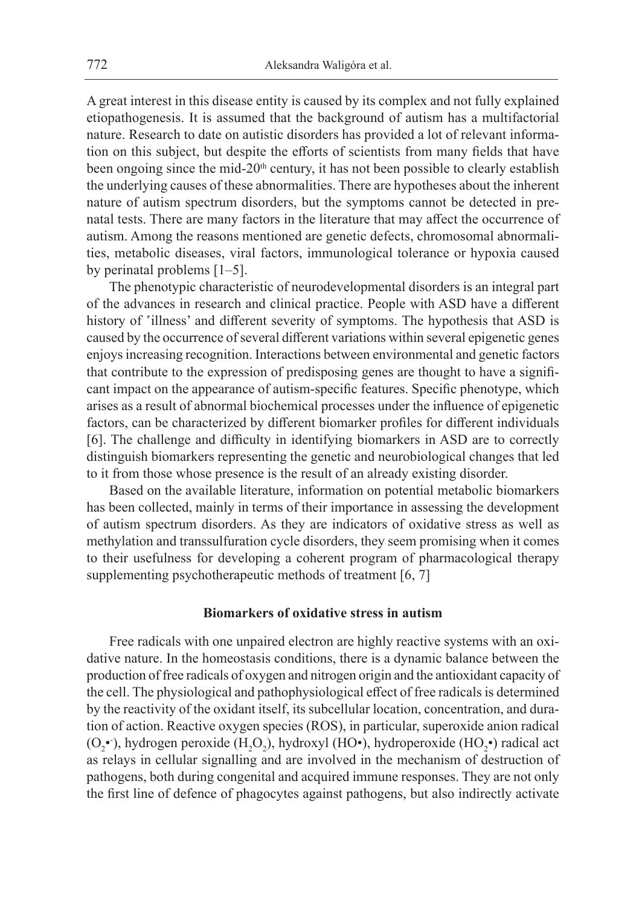A great interest in this disease entity is caused by its complex and not fully explained etiopathogenesis. It is assumed that the background of autism has a multifactorial nature. Research to date on autistic disorders has provided a lot of relevant information on this subject, but despite the efforts of scientists from many fields that have been ongoing since the mid-20th century, it has not been possible to clearly establish the underlying causes of these abnormalities. There are hypotheses about the inherent nature of autism spectrum disorders, but the symptoms cannot be detected in prenatal tests. There are many factors in the literature that may affect the occurrence of autism. Among the reasons mentioned are genetic defects, chromosomal abnormalities, metabolic diseases, viral factors, immunological tolerance or hypoxia caused by perinatal problems [1–5].

The phenotypic characteristic of neurodevelopmental disorders is an integral part of the advances in research and clinical practice. People with ASD have a different history of 'illness' and different severity of symptoms. The hypothesis that ASD is caused by the occurrence of several different variations within several epigenetic genes enjoys increasing recognition. Interactions between environmental and genetic factors that contribute to the expression of predisposing genes are thought to have a significant impact on the appearance of autism-specific features. Specific phenotype, which arises as a result of abnormal biochemical processes under the influence of epigenetic factors, can be characterized by different biomarker profiles for different individuals [6]. The challenge and difficulty in identifying biomarkers in ASD are to correctly distinguish biomarkers representing the genetic and neurobiological changes that led to it from those whose presence is the result of an already existing disorder.

Based on the available literature, information on potential metabolic biomarkers has been collected, mainly in terms of their importance in assessing the development of autism spectrum disorders. As they are indicators of oxidative stress as well as methylation and transsulfuration cycle disorders, they seem promising when it comes to their usefulness for developing a coherent program of pharmacological therapy supplementing psychotherapeutic methods of treatment [6, 7]

## Biomarkers of oxidative stress in autism

Free radicals with one unpaired electron are highly reactive systems with an oxidative nature. In the homeostasis conditions, there is a dynamic balance between the production of free radicals of oxygen and nitrogen origin and the antioxidant capacity of the cell. The physiological and pathophysiological effect of free radicals is determined by the reactivity of the oxidant itself, its subcellular location, concentration, and duration of action. Reactive oxygen species (ROS), in particular, superoxide anion radical ($O_2{\bullet}^-$), hydrogen peroxide ($H_2O_2$), hydroxyl (HO•), hydroperoxide ($HO_2{\bullet}$) radical act as relays in cellular signalling and are involved in the mechanism of destruction of pathogens, both during congenital and acquired immune responses. They are not only the first line of defence of phagocytes against pathogens, but also indirectly activate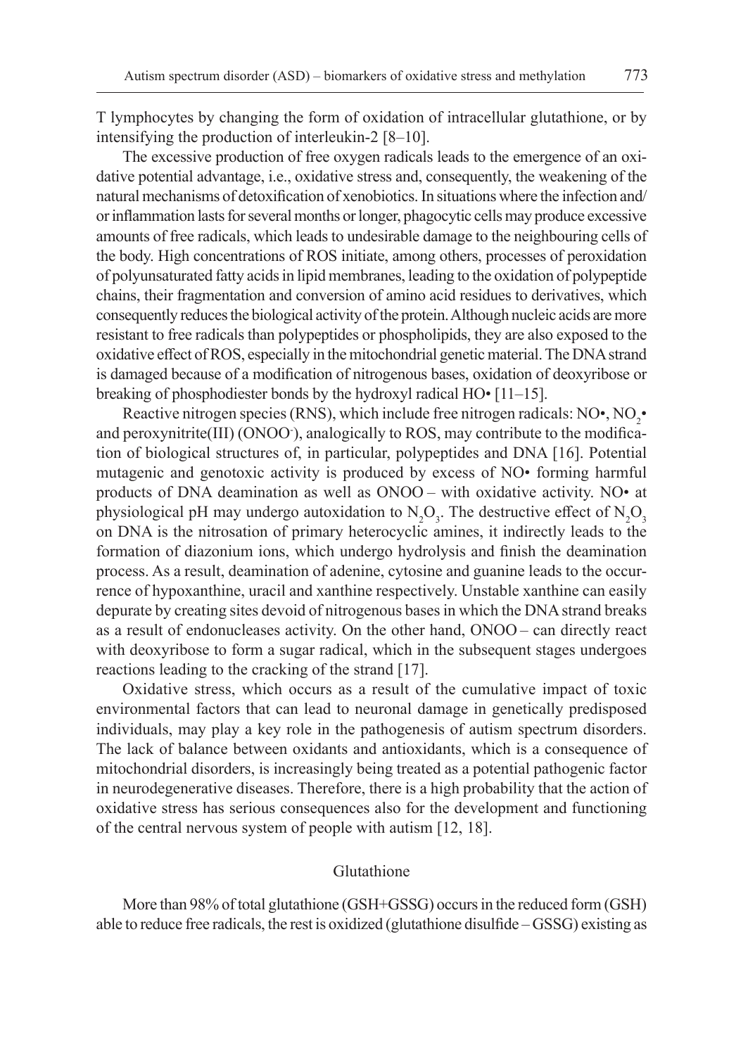T lymphocytes by changing the form of oxidation of intracellular glutathione, or by intensifying the production of interleukin-2 [8–10].

The excessive production of free oxygen radicals leads to the emergence of an oxidative potential advantage, i.e., oxidative stress and, consequently, the weakening of the natural mechanisms of detoxification of xenobiotics. In situations where the infection and/or inflammation lasts for several months or longer, phagocytic cells may produce excessive amounts of free radicals, which leads to undesirable damage to the neighbouring cells of the body. High concentrations of ROS initiate, among others, processes of peroxidation of polyunsaturated fatty acids in lipid membranes, leading to the oxidation of polypeptide chains, their fragmentation and conversion of amino acid residues to derivatives, which consequently reduces the biological activity of the protein. Although nucleic acids are more resistant to free radicals than polypeptides or phospholipids, they are also exposed to the oxidative effect of ROS, especially in the mitochondrial genetic material. The DNA strand is damaged because of a modification of nitrogenous bases, oxidation of deoxyribose or breaking of phosphodiester bonds by the hydroxyl radical HO• [11–15].

Reactive nitrogen species (RNS), which include free nitrogen radicals: NO•, $NO_2$• and peroxynitrite(III) ($ONOO^-$), analogically to ROS, may contribute to the modification of biological structures of, in particular, polypeptides and DNA [16]. Potential mutagenic and genotoxic activity is produced by excess of NO• forming harmful products of DNA deamination as well as ONOO – with oxidative activity. NO• at physiological pH may undergo autoxidation to $N_2O_3$. The destructive effect of $N_2O_3$ on DNA is the nitrosation of primary heterocyclic amines, it indirectly leads to the formation of diazonium ions, which undergo hydrolysis and finish the deamination process. As a result, deamination of adenine, cytosine and guanine leads to the occurrence of hypoxanthine, uracil and xanthine respectively. Unstable xanthine can easily depurate by creating sites devoid of nitrogenous bases in which the DNA strand breaks as a result of endonucleases activity. On the other hand, ONOO – can directly react with deoxyribose to form a sugar radical, which in the subsequent stages undergoes reactions leading to the cracking of the strand [17].

Oxidative stress, which occurs as a result of the cumulative impact of toxic environmental factors that can lead to neuronal damage in genetically predisposed individuals, may play a key role in the pathogenesis of autism spectrum disorders. The lack of balance between oxidants and antioxidants, which is a consequence of mitochondrial disorders, is increasingly being treated as a potential pathogenic factor in neurodegenerative diseases. Therefore, there is a high probability that the action of oxidative stress has serious consequences also for the development and functioning of the central nervous system of people with autism [12, 18].

## Glutathione

More than 98% of total glutathione (GSH+GSSG) occurs in the reduced form (GSH) able to reduce free radicals, the rest is oxidized (glutathione disulfide – GSSG) existing as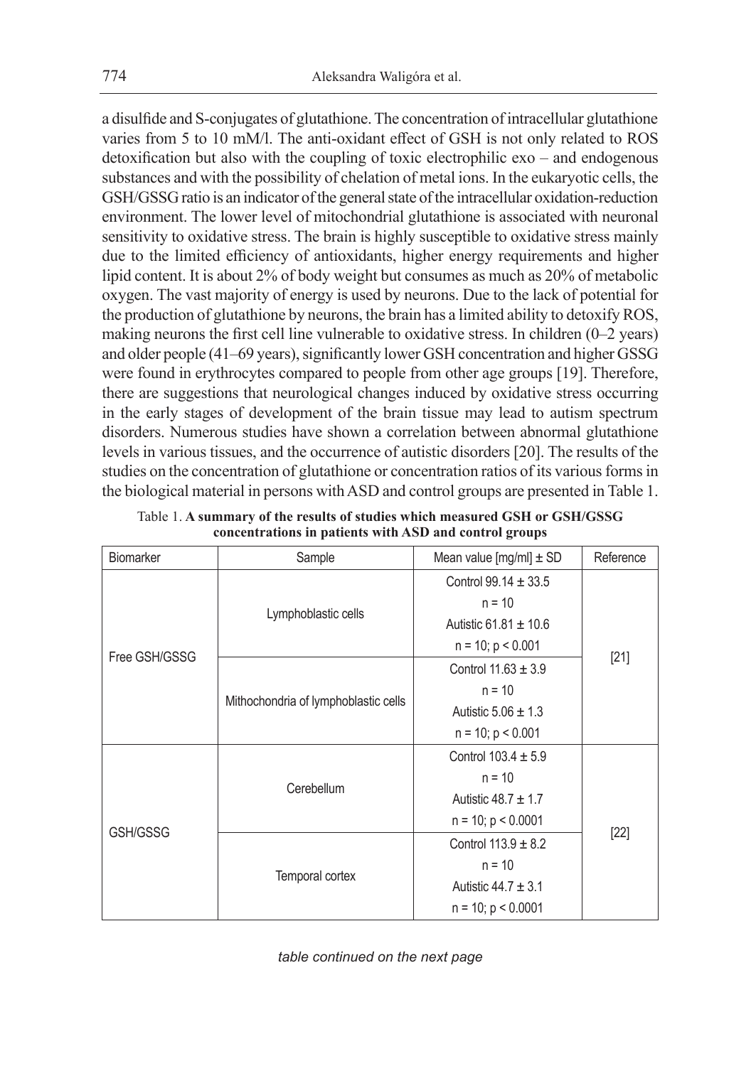a disulfide and S-conjugates of glutathione. The concentration of intracellular glutathione varies from 5 to 10 mM/l. The anti-oxidant effect of GSH is not only related to ROS detoxification but also with the coupling of toxic electrophilic exo – and endogenous substances and with the possibility of chelation of metal ions. In the eukaryotic cells, the GSH/GSSG ratio is an indicator of the general state of the intracellular oxidation-reduction environment. The lower level of mitochondrial glutathione is associated with neuronal sensitivity to oxidative stress. The brain is highly susceptible to oxidative stress mainly due to the limited efficiency of antioxidants, higher energy requirements and higher lipid content. It is about 2% of body weight but consumes as much as 20% of metabolic oxygen. The vast majority of energy is used by neurons. Due to the lack of potential for the production of glutathione by neurons, the brain has a limited ability to detoxify ROS, making neurons the first cell line vulnerable to oxidative stress. In children (0–2 years) and older people (41–69 years), significantly lower GSH concentration and higher GSSG were found in erythrocytes compared to people from other age groups [19]. Therefore, there are suggestions that neurological changes induced by oxidative stress occurring in the early stages of development of the brain tissue may lead to autism spectrum disorders. Numerous studies have shown a correlation between abnormal glutathione levels in various tissues, and the occurrence of autistic disorders [20]. The results of the studies on the concentration of glutathione or concentration ratios of its various forms in the biological material in persons with ASD and control groups are presented in Table 1.

Table 1. **A summary of the results of studies which measured GSH or GSH/GSSG concentrations in patients with ASD and control groups**

| Biomarker | Sample | Mean value [mg/ml] ± SD | Reference |
|---|---|---|---|
| Free GSH/GSSG | Lymphoblastic cells | Control 99.14 ± 33.5<br>n = 10<br>Autistic 61.81 ± 10.6<br>n = 10; $p < 0.001$ | [21] |
| | Mithochondria of lymphoblastic cells | Control 11.63 ± 3.9<br>n = 10<br>Autistic 5.06 ± 1.3<br>n = 10; $p < 0.001$ | |
| GSH/GSSG | Cerebellum | Control 103.4 ± 5.9<br>n = 10<br>Autistic 48.7 ± 1.7<br>n = 10; $p < 0.0001$ | [22] |
| | Temporal cortex | Control 113.9 ± 8.2<br>n = 10<br>Autistic 44.7 ± 3.1<br>n = 10; $p < 0.0001$ | |

*table continued on the next page*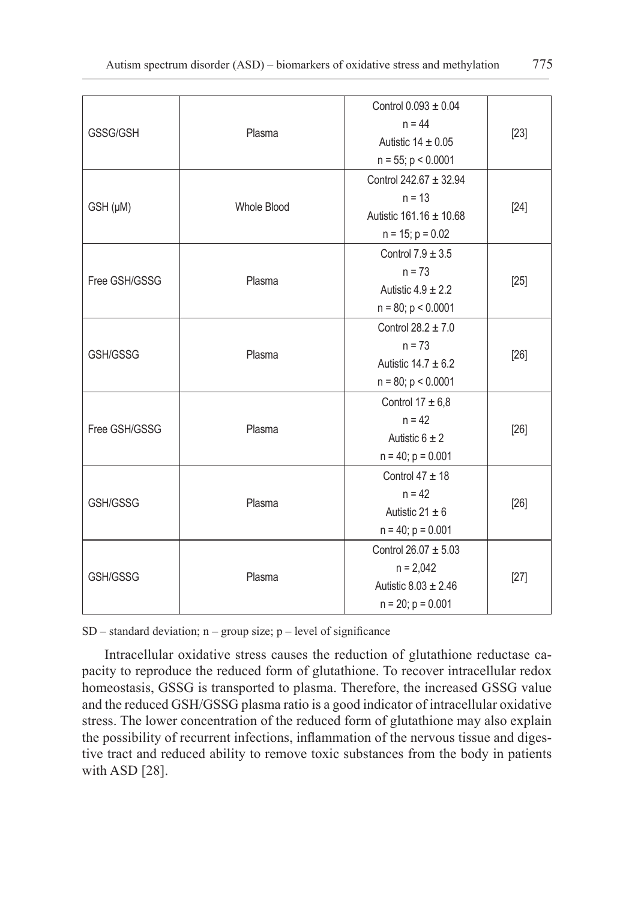| | | | |
|---|---|---|---|
| GSSG/GSH | Plasma | Control 0.093 ± 0.04<br>n = 44<br>Autistic 14 ± 0.05<br>n = 55; p < 0.0001 | [23] |
| GSH (μM) | Whole Blood | Control 242.67 ± 32.94<br>n = 13<br>Autistic 161.16 ± 10.68<br>n = 15; p = 0.02 | [24] |
| Free GSH/GSSG | Plasma | Control 7.9 ± 3.5<br>n = 73<br>Autistic 4.9 ± 2.2<br>n = 80; p < 0.0001 | [25] |
| GSH/GSSG | Plasma | Control 28.2 ± 7.0<br>n = 73<br>Autistic 14.7 ± 6.2<br>n = 80; p < 0.0001 | [26] |
| Free GSH/GSSG | Plasma | Control 17 ± 6,8<br>n = 42<br>Autistic 6 ± 2<br>n = 40; p = 0.001 | [26] |
| GSH/GSSG | Plasma | Control 47 ± 18<br>n = 42<br>Autistic 21 ± 6<br>n = 40; p = 0.001 | [26] |
| GSH/GSSG | Plasma | Control 26.07 ± 5.03<br>n = 2,042<br>Autistic 8.03 ± 2.46<br>n = 20; p = 0.001 | [27] |

SD – standard deviation; n – group size; p – level of significance

Intracellular oxidative stress causes the reduction of glutathione reductase capacity to reproduce the reduced form of glutathione. To recover intracellular redox homeostasis, GSSG is transported to plasma. Therefore, the increased GSSG value and the reduced GSH/GSSG plasma ratio is a good indicator of intracellular oxidative stress. The lower concentration of the reduced form of glutathione may also explain the possibility of recurrent infections, inflammation of the nervous tissue and digestive tract and reduced ability to remove toxic substances from the body in patients with ASD [28].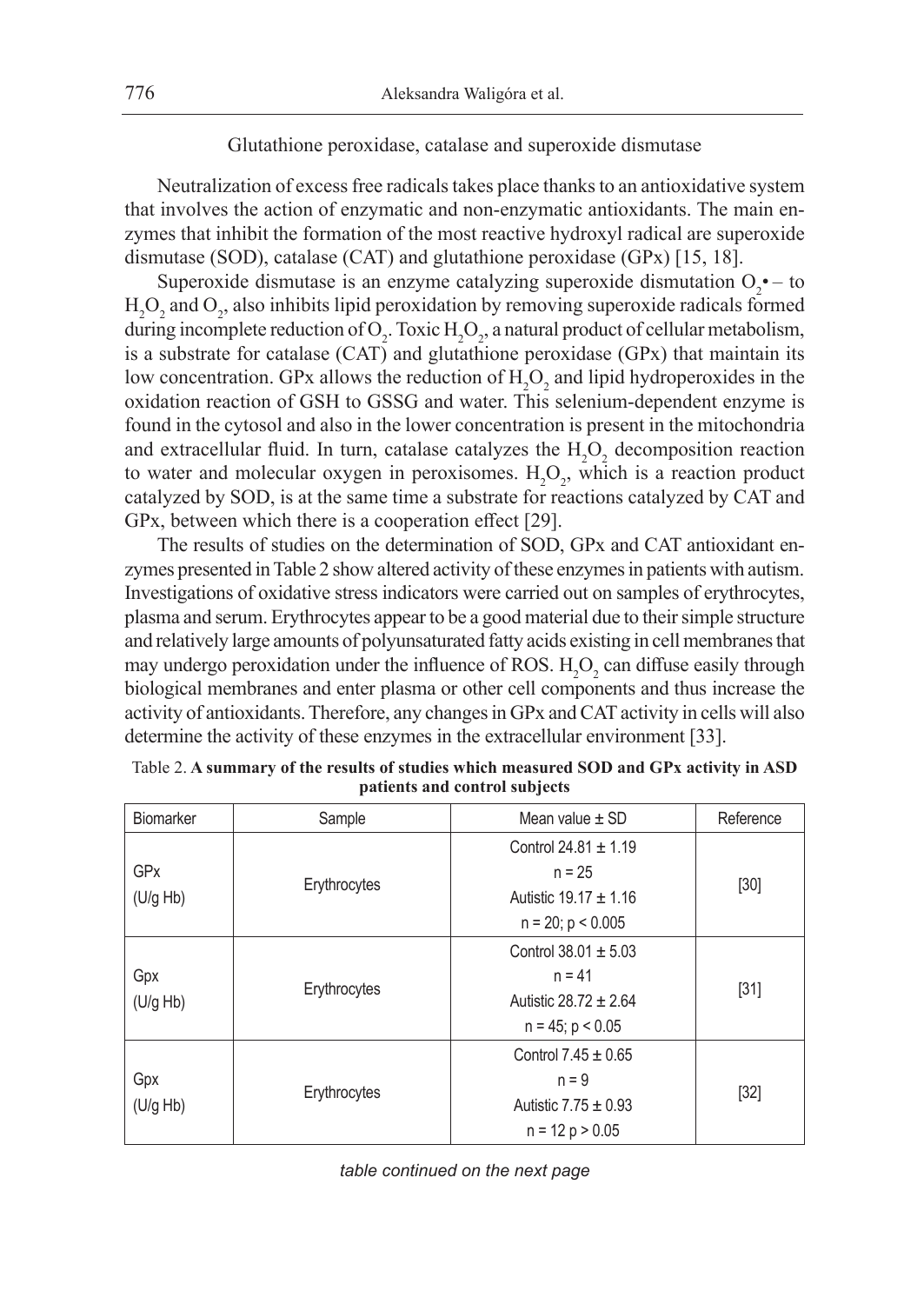### Glutathione peroxidase, catalase and superoxide dismutase

Neutralization of excess free radicals takes place thanks to an antioxidative system that involves the action of enzymatic and non-enzymatic antioxidants. The main enzymes that inhibit the formation of the most reactive hydroxyl radical are superoxide dismutase (SOD), catalase (CAT) and glutathione peroxidase (GPx) [15, 18].

Superoxide dismutase is an enzyme catalyzing superoxide dismutation $O_2\bullet-$ to $H_2O_2$ and $O_2$, also inhibits lipid peroxidation by removing superoxide radicals formed during incomplete reduction of $O_2$. Toxic $H_2O_2$, a natural product of cellular metabolism, is a substrate for catalase (CAT) and glutathione peroxidase (GPx) that maintain its low concentration. GPx allows the reduction of $H_2O_2$ and lipid hydroperoxides in the oxidation reaction of GSH to GSSG and water. This selenium-dependent enzyme is found in the cytosol and also in the lower concentration is present in the mitochondria and extracellular fluid. In turn, catalase catalyzes the $H_2O_2$ decomposition reaction to water and molecular oxygen in peroxisomes. $H_2O_2$, which is a reaction product catalyzed by SOD, is at the same time a substrate for reactions catalyzed by CAT and GPx, between which there is a cooperation effect [29].

The results of studies on the determination of SOD, GPx and CAT antioxidant enzymes presented in Table 2 show altered activity of these enzymes in patients with autism. Investigations of oxidative stress indicators were carried out on samples of erythrocytes, plasma and serum. Erythrocytes appear to be a good material due to their simple structure and relatively large amounts of polyunsaturated fatty acids existing in cell membranes that may undergo peroxidation under the influence of ROS. $H_2O_2$ can diffuse easily through biological membranes and enter plasma or other cell components and thus increase the activity of antioxidants. Therefore, any changes in GPx and CAT activity in cells will also determine the activity of these enzymes in the extracellular environment [33].

Table 2. **A summary of the results of studies which measured SOD and GPx activity in ASD patients and control subjects**

| Biomarker | Sample | Mean value ± SD | Reference |
|---|---|---|---|
| GPx (U/g Hb) | Erythrocytes | Control 24.81 ± 1.19<br>n = 25<br>Autistic 19.17 ± 1.16<br>n = 20; p < 0.005 | [30] |
| Gpx (U/g Hb) | Erythrocytes | Control 38.01 ± 5.03<br>n = 41<br>Autistic 28.72 ± 2.64<br>n = 45; p < 0.05 | [31] |
| Gpx (U/g Hb) | Erythrocytes | Control 7.45 ± 0.65<br>n = 9<br>Autistic 7.75 ± 0.93<br>n = 12 p > 0.05 | [32] |

*table continued on the next page*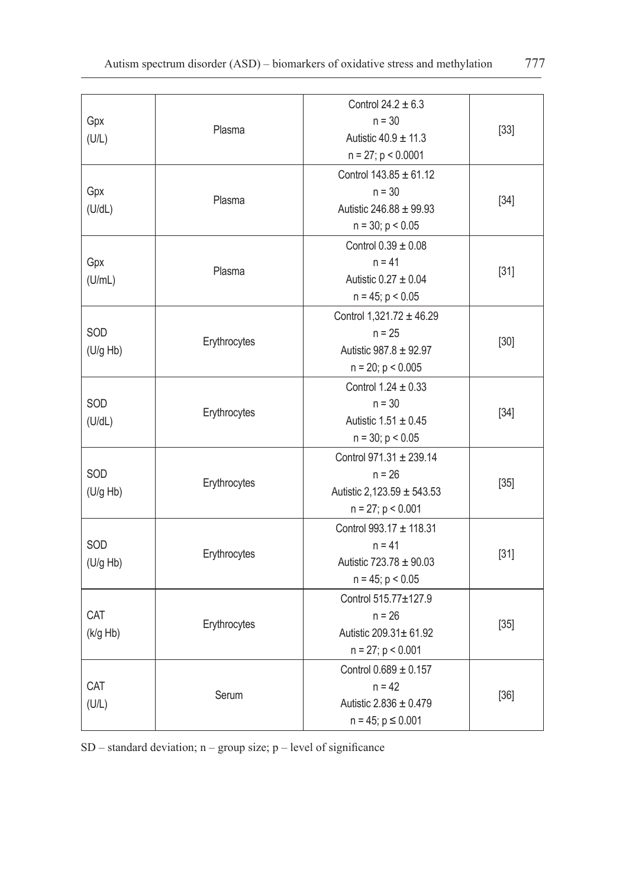| | | | |
|---|---|---|---|
| Gpx (U/L) | Plasma | Control 24.2 ± 6.3<br>n = 30<br>Autistic 40.9 ± 11.3<br>n = 27; p < 0.0001 | [33] |
| Gpx (U/dL) | Plasma | Control 143.85 ± 61.12<br>n = 30<br>Autistic 246.88 ± 99.93<br>n = 30; p < 0.05 | [34] |
| Gpx (U/mL) | Plasma | Control 0.39 ± 0.08<br>n = 41<br>Autistic 0.27 ± 0.04<br>n = 45; p < 0.05 | [31] |
| SOD (U/g Hb) | Erythrocytes | Control 1,321.72 ± 46.29<br>n = 25<br>Autistic 987.8 ± 92.97<br>n = 20; p < 0.005 | [30] |
| SOD (U/dL) | Erythrocytes | Control 1.24 ± 0.33<br>n = 30<br>Autistic 1.51 ± 0.45<br>n = 30; p < 0.05 | [34] |
| SOD (U/g Hb) | Erythrocytes | Control 971.31 ± 239.14<br>n = 26<br>Autistic 2,123.59 ± 543.53<br>n = 27; p < 0.001 | [35] |
| SOD (U/g Hb) | Erythrocytes | Control 993.17 ± 118.31<br>n = 41<br>Autistic 723.78 ± 90.03<br>n = 45; p < 0.05 | [31] |
| CAT (k/g Hb) | Erythrocytes | Control 515.77±127.9<br>n = 26<br>Autistic 209.31± 61.92<br>n = 27; p < 0.001 | [35] |
| CAT (U/L) | Serum | Control 0.689 ± 0.157<br>n = 42<br>Autistic 2.836 ± 0.479<br>n = 45; p ≤ 0.001 | [36] |

SD – standard deviation; n – group size; p – level of significance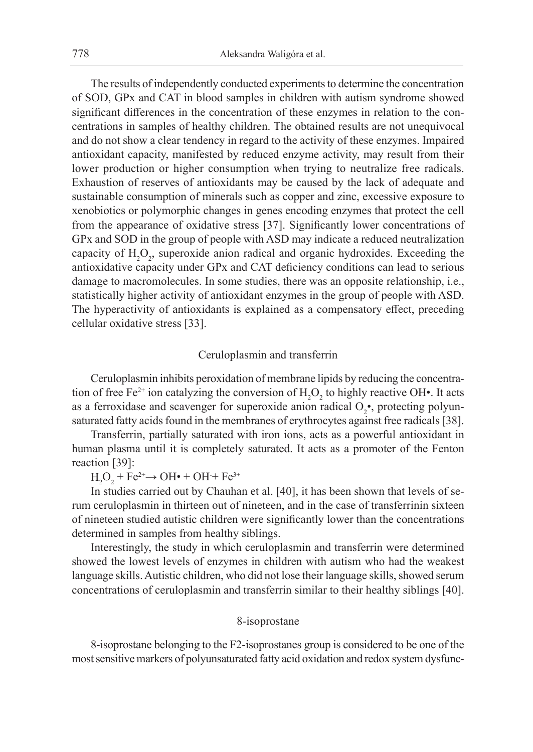The results of independently conducted experiments to determine the concentration of SOD, GPx and CAT in blood samples in children with autism syndrome showed significant differences in the concentration of these enzymes in relation to the concentrations in samples of healthy children. The obtained results are not unequivocal and do not show a clear tendency in regard to the activity of these enzymes. Impaired antioxidant capacity, manifested by reduced enzyme activity, may result from their lower production or higher consumption when trying to neutralize free radicals. Exhaustion of reserves of antioxidants may be caused by the lack of adequate and sustainable consumption of minerals such as copper and zinc, excessive exposure to xenobiotics or polymorphic changes in genes encoding enzymes that protect the cell from the appearance of oxidative stress [37]. Significantly lower concentrations of GPx and SOD in the group of people with ASD may indicate a reduced neutralization capacity of $H_2O_2$, superoxide anion radical and organic hydroxides. Exceeding the antioxidative capacity under GPx and CAT deficiency conditions can lead to serious damage to macromolecules. In some studies, there was an opposite relationship, i.e., statistically higher activity of antioxidant enzymes in the group of people with ASD. The hyperactivity of antioxidants is explained as a compensatory effect, preceding cellular oxidative stress [33].

## Ceruloplasmin and transferrin

Ceruloplasmin inhibits peroxidation of membrane lipids by reducing the concentration of free $Fe^{2+}$ ion catalyzing the conversion of $H_2O_2$ to highly reactive OH•. It acts as a ferroxidase and scavenger for superoxide anion radical $O_2$•, protecting polyunsaturated fatty acids found in the membranes of erythrocytes against free radicals [38].

Transferrin, partially saturated with iron ions, acts as a powerful antioxidant in human plasma until it is completely saturated. It acts as a promoter of the Fenton reaction [39]:

$H_2O_2 + Fe^{2+} \rightarrow OH\bullet + OH^{-} + Fe^{3+}$

In studies carried out by Chauhan et al. [40], it has been shown that levels of serum ceruloplasmin in thirteen out of nineteen, and in the case of transferrinin sixteen of nineteen studied autistic children were significantly lower than the concentrations determined in samples from healthy siblings.

Interestingly, the study in which ceruloplasmin and transferrin were determined showed the lowest levels of enzymes in children with autism who had the weakest language skills. Autistic children, who did not lose their language skills, showed serum concentrations of ceruloplasmin and transferrin similar to their healthy siblings [40].

## 8-isoprostane

8-isoprostane belonging to the F2-isoprostanes group is considered to be one of the most sensitive markers of polyunsaturated fatty acid oxidation and redox system dysfunc-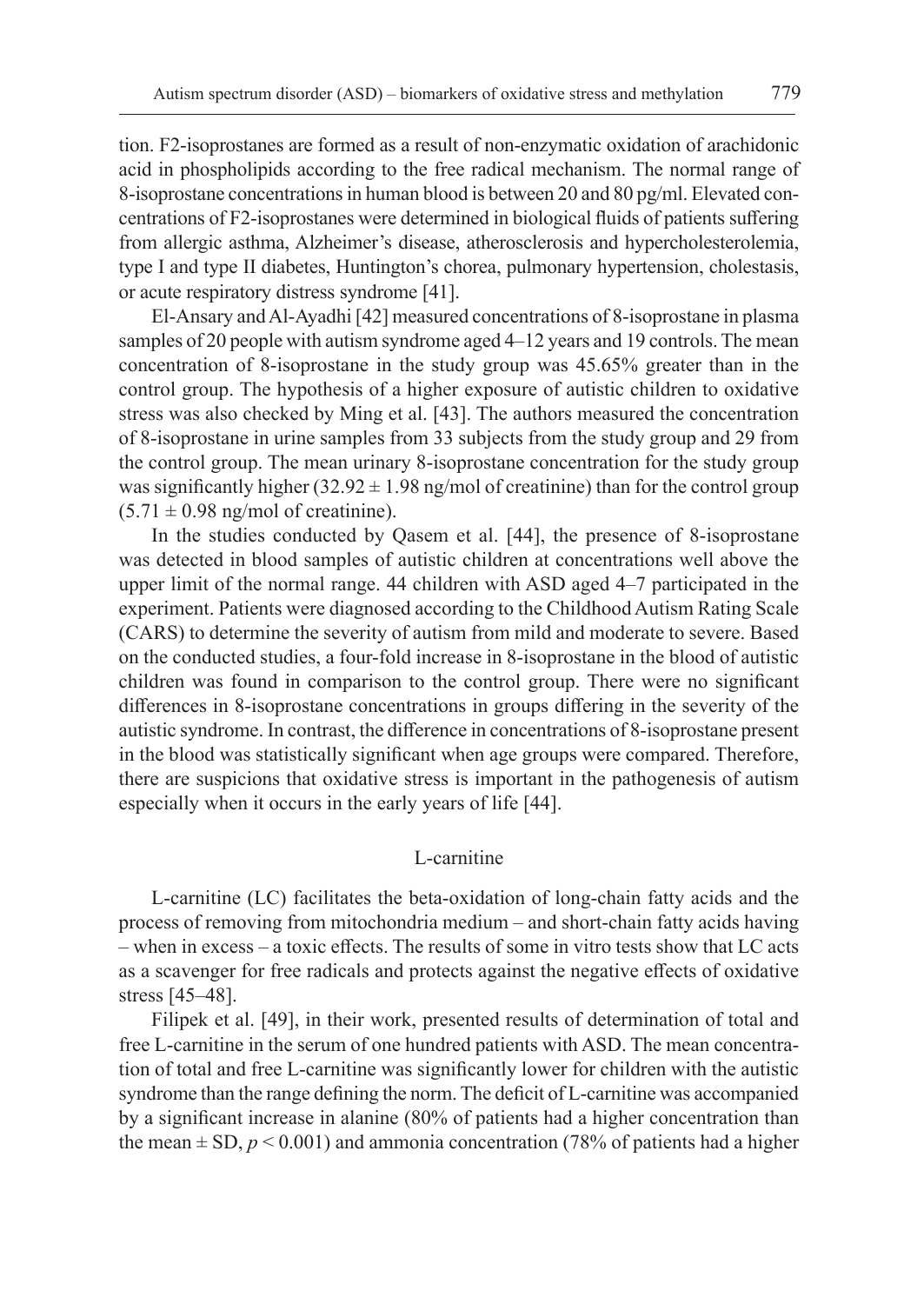tion. F2-isoprostanes are formed as a result of non-enzymatic oxidation of arachidonic acid in phospholipids according to the free radical mechanism. The normal range of 8-isoprostane concentrations in human blood is between 20 and 80 pg/ml. Elevated concentrations of F2-isoprostanes were determined in biological fluids of patients suffering from allergic asthma, Alzheimer's disease, atherosclerosis and hypercholesterolemia, type I and type II diabetes, Huntington's chorea, pulmonary hypertension, cholestasis, or acute respiratory distress syndrome [41].

El-Ansary and Al-Ayadhi [42] measured concentrations of 8-isoprostane in plasma samples of 20 people with autism syndrome aged 4–12 years and 19 controls. The mean concentration of 8-isoprostane in the study group was 45.65% greater than in the control group. The hypothesis of a higher exposure of autistic children to oxidative stress was also checked by Ming et al. [43]. The authors measured the concentration of 8-isoprostane in urine samples from 33 subjects from the study group and 29 from the control group. The mean urinary 8-isoprostane concentration for the study group was significantly higher ($32.92 \pm 1.98$ ng/mol of creatinine) than for the control group ($5.71 \pm 0.98$ ng/mol of creatinine).

In the studies conducted by Qasem et al. [44], the presence of 8-isoprostane was detected in blood samples of autistic children at concentrations well above the upper limit of the normal range. 44 children with ASD aged 4–7 participated in the experiment. Patients were diagnosed according to the Childhood Autism Rating Scale (CARS) to determine the severity of autism from mild and moderate to severe. Based on the conducted studies, a four-fold increase in 8-isoprostane in the blood of autistic children was found in comparison to the control group. There were no significant differences in 8-isoprostane concentrations in groups differing in the severity of the autistic syndrome. In contrast, the difference in concentrations of 8-isoprostane present in the blood was statistically significant when age groups were compared. Therefore, there are suspicions that oxidative stress is important in the pathogenesis of autism especially when it occurs in the early years of life [44].

## L-carnitine

L-carnitine (LC) facilitates the beta-oxidation of long-chain fatty acids and the process of removing from mitochondria medium – and short-chain fatty acids having – when in excess – a toxic effects. The results of some in vitro tests show that LC acts as a scavenger for free radicals and protects against the negative effects of oxidative stress [45–48].

Filipek et al. [49], in their work, presented results of determination of total and free L-carnitine in the serum of one hundred patients with ASD. The mean concentration of total and free L-carnitine was significantly lower for children with the autistic syndrome than the range defining the norm. The deficit of L-carnitine was accompanied by a significant increase in alanine (80% of patients had a higher concentration than the mean $\pm$ SD, $p < 0.001$) and ammonia concentration (78% of patients had a higher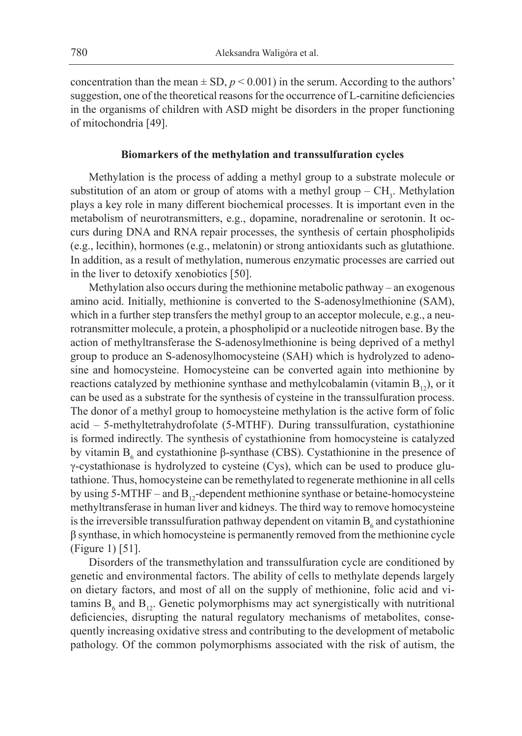concentration than the mean ± SD, $p < 0.001$) in the serum. According to the authors' suggestion, one of the theoretical reasons for the occurrence of L-carnitine deficiencies in the organisms of children with ASD might be disorders in the proper functioning of mitochondria [49].

## Biomarkers of the methylation and transsulfuration cycles

Methylation is the process of adding a methyl group to a substrate molecule or substitution of an atom or group of atoms with a methyl group – $CH_3$. Methylation plays a key role in many different biochemical processes. It is important even in the metabolism of neurotransmitters, e.g., dopamine, noradrenaline or serotonin. It occurs during DNA and RNA repair processes, the synthesis of certain phospholipids (e.g., lecithin), hormones (e.g., melatonin) or strong antioxidants such as glutathione. In addition, as a result of methylation, numerous enzymatic processes are carried out in the liver to detoxify xenobiotics [50].

Methylation also occurs during the methionine metabolic pathway – an exogenous amino acid. Initially, methionine is converted to the S-adenosylmethionine (SAM), which in a further step transfers the methyl group to an acceptor molecule, e.g., a neurotransmitter molecule, a protein, a phospholipid or a nucleotide nitrogen base. By the action of methyltransferase the S-adenosylmethionine is being deprived of a methyl group to produce an S-adenosylhomocysteine (SAH) which is hydrolyzed to adenosine and homocysteine. Homocysteine can be converted again into methionine by reactions catalyzed by methionine synthase and methylcobalamin (vitamin $B_{12}$), or it can be used as a substrate for the synthesis of cysteine in the transsulfuration process. The donor of a methyl group to homocysteine methylation is the active form of folic acid – 5-methyltetrahydrofolate (5-MTHF). During transsulfuration, cystathionine is formed indirectly. The synthesis of cystathionine from homocysteine is catalyzed by vitamin $B_6$ and cystathionine β-synthase (CBS). Cystathionine in the presence of γ-cystathionase is hydrolyzed to cysteine (Cys), which can be used to produce glutathione. Thus, homocysteine can be remethylated to regenerate methionine in all cells by using 5-MTHF – and $B_{12}$-dependent methionine synthase or betaine-homocysteine methyltransferase in human liver and kidneys. The third way to remove homocysteine is the irreversible transsulfuration pathway dependent on vitamin $B_6$ and cystathionine β synthase, in which homocysteine is permanently removed from the methionine cycle (Figure 1) [51].

Disorders of the transmethylation and transsulfuration cycle are conditioned by genetic and environmental factors. The ability of cells to methylate depends largely on dietary factors, and most of all on the supply of methionine, folic acid and vitamins $B_6$ and $B_{12}$. Genetic polymorphisms may act synergistically with nutritional deficiencies, disrupting the natural regulatory mechanisms of metabolites, consequently increasing oxidative stress and contributing to the development of metabolic pathology. Of the common polymorphisms associated with the risk of autism, the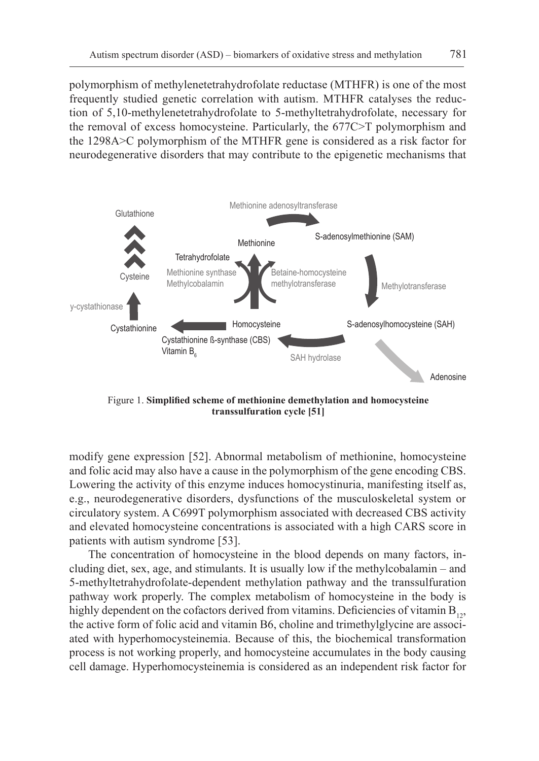polymorphism of methylenetetrahydrofolate reductase (MTHFR) is one of the most frequently studied genetic correlation with autism. MTHFR catalyses the reduction of 5,10-methylenetetrahydrofolate to 5-methyltetrahydrofolate, necessary for the removal of excess homocysteine. Particularly, the 677C>T polymorphism and the 1298A>C polymorphism of the MTHFR gene is considered as a risk factor for neurodegenerative disorders that may contribute to the epigenetic mechanisms that

Figure 1. **Simplified scheme of methionine demethylation and homocysteine transsulfuration cycle [51]**

modify gene expression [52]. Abnormal metabolism of methionine, homocysteine and folic acid may also have a cause in the polymorphism of the gene encoding CBS. Lowering the activity of this enzyme induces homocystinuria, manifesting itself as, e.g., neurodegenerative disorders, dysfunctions of the musculoskeletal system or circulatory system. A C699T polymorphism associated with decreased CBS activity and elevated homocysteine concentrations is associated with a high CARS score in patients with autism syndrome [53].

The concentration of homocysteine in the blood depends on many factors, including diet, sex, age, and stimulants. It is usually low if the methylcobalamin – and 5-methyltetrahydrofolate-dependent methylation pathway and the transsulfuration pathway work properly. The complex metabolism of homocysteine in the body is highly dependent on the cofactors derived from vitamins. Deficiencies of vitamin $B_{12}$, the active form of folic acid and vitamin B6, choline and trimethylglycine are associated with hyperhomocysteinemia. Because of this, the biochemical transformation process is not working properly, and homocysteine accumulates in the body causing cell damage. Hyperhomocysteinemia is considered as an independent risk factor for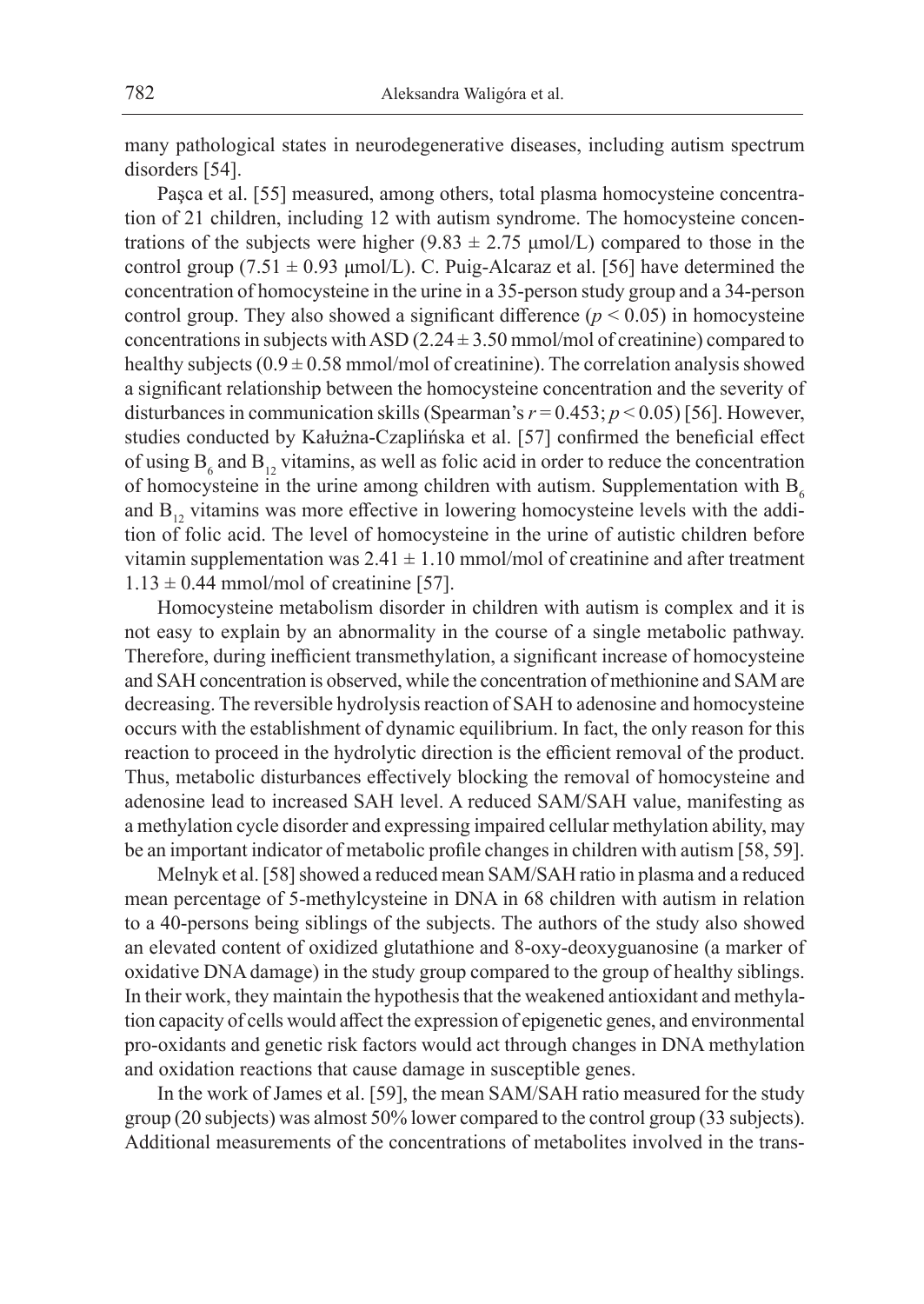many pathological states in neurodegenerative diseases, including autism spectrum disorders [54].

Paşca et al. [55] measured, among others, total plasma homocysteine concentration of 21 children, including 12 with autism syndrome. The homocysteine concentrations of the subjects were higher ($9.83 \pm 2.75$ μmol/L) compared to those in the control group ($7.51 \pm 0.93$ μmol/L). C. Puig-Alcaraz et al. [56] have determined the concentration of homocysteine in the urine in a 35-person study group and a 34-person control group. They also showed a significant difference ($p < 0.05$) in homocysteine concentrations in subjects with ASD ($2.24 \pm 3.50$ mmol/mol of creatinine) compared to healthy subjects ($0.9 \pm 0.58$ mmol/mol of creatinine). The correlation analysis showed a significant relationship between the homocysteine concentration and the severity of disturbances in communication skills (Spearman's $r = 0.453$; $p < 0.05$) [56]. However, studies conducted by Kałużna-Czaplińska et al. [57] confirmed the beneficial effect of using $B_6$ and $B_{12}$ vitamins, as well as folic acid in order to reduce the concentration of homocysteine in the urine among children with autism. Supplementation with $B_6$ and $B_{12}$ vitamins was more effective in lowering homocysteine levels with the addition of folic acid. The level of homocysteine in the urine of autistic children before vitamin supplementation was $2.41 \pm 1.10$ mmol/mol of creatinine and after treatment $1.13 \pm 0.44$ mmol/mol of creatinine [57].

Homocysteine metabolism disorder in children with autism is complex and it is not easy to explain by an abnormality in the course of a single metabolic pathway. Therefore, during inefficient transmethylation, a significant increase of homocysteine and SAH concentration is observed, while the concentration of methionine and SAM are decreasing. The reversible hydrolysis reaction of SAH to adenosine and homocysteine occurs with the establishment of dynamic equilibrium. In fact, the only reason for this reaction to proceed in the hydrolytic direction is the efficient removal of the product. Thus, metabolic disturbances effectively blocking the removal of homocysteine and adenosine lead to increased SAH level. A reduced SAM/SAH value, manifesting as a methylation cycle disorder and expressing impaired cellular methylation ability, may be an important indicator of metabolic profile changes in children with autism [58, 59].

Melnyk et al. [58] showed a reduced mean SAM/SAH ratio in plasma and a reduced mean percentage of 5-methylcysteine in DNA in 68 children with autism in relation to a 40-persons being siblings of the subjects. The authors of the study also showed an elevated content of oxidized glutathione and 8-oxy-deoxyguanosine (a marker of oxidative DNA damage) in the study group compared to the group of healthy siblings. In their work, they maintain the hypothesis that the weakened antioxidant and methylation capacity of cells would affect the expression of epigenetic genes, and environmental pro-oxidants and genetic risk factors would act through changes in DNA methylation and oxidation reactions that cause damage in susceptible genes.

In the work of James et al. [59], the mean SAM/SAH ratio measured for the study group (20 subjects) was almost 50% lower compared to the control group (33 subjects). Additional measurements of the concentrations of metabolites involved in the trans-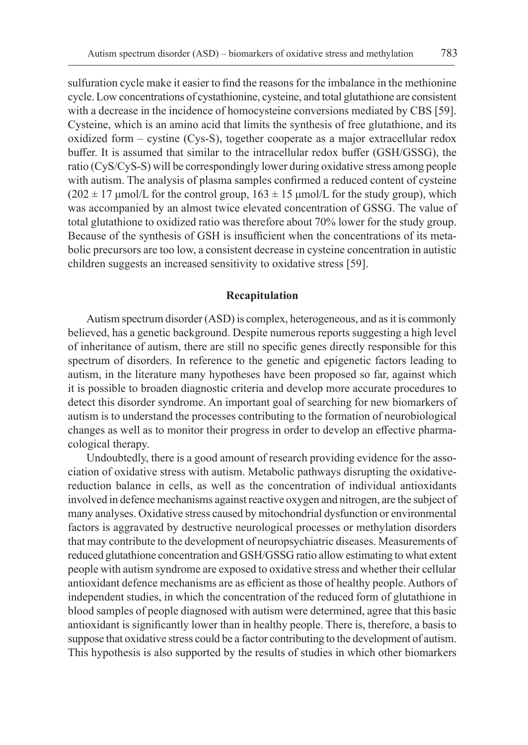sulfuration cycle make it easier to find the reasons for the imbalance in the methionine cycle. Low concentrations of cystathionine, cysteine, and total glutathione are consistent with a decrease in the incidence of homocysteine conversions mediated by CBS [59]. Cysteine, which is an amino acid that limits the synthesis of free glutathione, and its oxidized form – cystine (Cys-S), together cooperate as a major extracellular redox buffer. It is assumed that similar to the intracellular redox buffer (GSH/GSSG), the ratio (CyS/CyS-S) will be correspondingly lower during oxidative stress among people with autism. The analysis of plasma samples confirmed a reduced content of cysteine ($202 \pm 17$ μmol/L for the control group, $163 \pm 15$ μmol/L for the study group), which was accompanied by an almost twice elevated concentration of GSSG. The value of total glutathione to oxidized ratio was therefore about 70% lower for the study group. Because of the synthesis of GSH is insufficient when the concentrations of its metabolic precursors are too low, a consistent decrease in cysteine concentration in autistic children suggests an increased sensitivity to oxidative stress [59].

## Recapitulation

Autism spectrum disorder (ASD) is complex, heterogeneous, and as it is commonly believed, has a genetic background. Despite numerous reports suggesting a high level of inheritance of autism, there are still no specific genes directly responsible for this spectrum of disorders. In reference to the genetic and epigenetic factors leading to autism, in the literature many hypotheses have been proposed so far, against which it is possible to broaden diagnostic criteria and develop more accurate procedures to detect this disorder syndrome. An important goal of searching for new biomarkers of autism is to understand the processes contributing to the formation of neurobiological changes as well as to monitor their progress in order to develop an effective pharmacological therapy.

Undoubtedly, there is a good amount of research providing evidence for the association of oxidative stress with autism. Metabolic pathways disrupting the oxidative-reduction balance in cells, as well as the concentration of individual antioxidants involved in defence mechanisms against reactive oxygen and nitrogen, are the subject of many analyses. Oxidative stress caused by mitochondrial dysfunction or environmental factors is aggravated by destructive neurological processes or methylation disorders that may contribute to the development of neuropsychiatric diseases. Measurements of reduced glutathione concentration and GSH/GSSG ratio allow estimating to what extent people with autism syndrome are exposed to oxidative stress and whether their cellular antioxidant defence mechanisms are as efficient as those of healthy people. Authors of independent studies, in which the concentration of the reduced form of glutathione in blood samples of people diagnosed with autism were determined, agree that this basic antioxidant is significantly lower than in healthy people. There is, therefore, a basis to suppose that oxidative stress could be a factor contributing to the development of autism. This hypothesis is also supported by the results of studies in which other biomarkers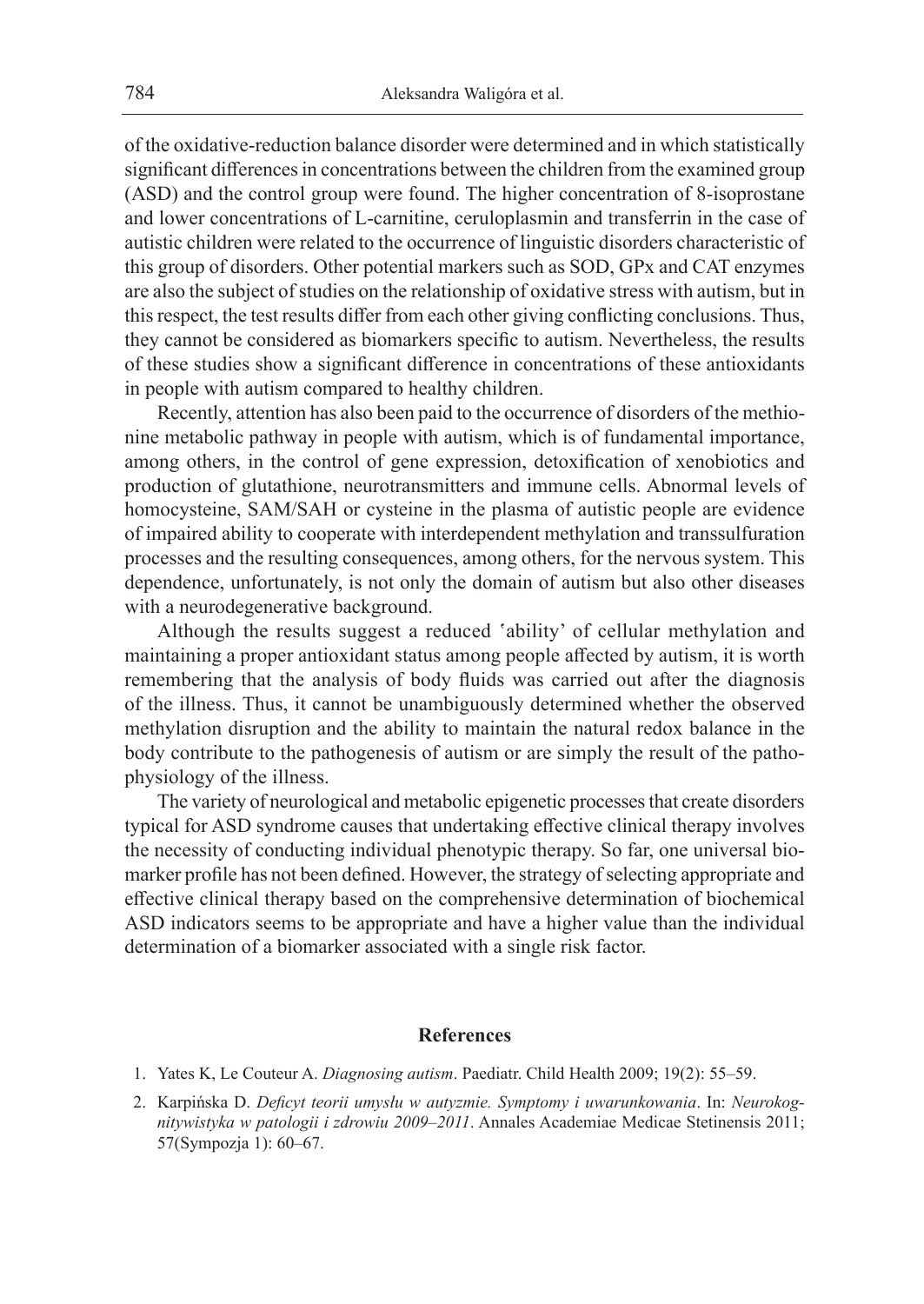of the oxidative-reduction balance disorder were determined and in which statistically significant differences in concentrations between the children from the examined group (ASD) and the control group were found. The higher concentration of 8-isoprostane and lower concentrations of L-carnitine, ceruloplasmin and transferrin in the case of autistic children were related to the occurrence of linguistic disorders characteristic of this group of disorders. Other potential markers such as SOD, GPx and CAT enzymes are also the subject of studies on the relationship of oxidative stress with autism, but in this respect, the test results differ from each other giving conflicting conclusions. Thus, they cannot be considered as biomarkers specific to autism. Nevertheless, the results of these studies show a significant difference in concentrations of these antioxidants in people with autism compared to healthy children.

Recently, attention has also been paid to the occurrence of disorders of the methionine metabolic pathway in people with autism, which is of fundamental importance, among others, in the control of gene expression, detoxification of xenobiotics and production of glutathione, neurotransmitters and immune cells. Abnormal levels of homocysteine, SAM/SAH or cysteine in the plasma of autistic people are evidence of impaired ability to cooperate with interdependent methylation and transsulfuration processes and the resulting consequences, among others, for the nervous system. This dependence, unfortunately, is not only the domain of autism but also other diseases with a neurodegenerative background.

Although the results suggest a reduced 'ability' of cellular methylation and maintaining a proper antioxidant status among people affected by autism, it is worth remembering that the analysis of body fluids was carried out after the diagnosis of the illness. Thus, it cannot be unambiguously determined whether the observed methylation disruption and the ability to maintain the natural redox balance in the body contribute to the pathogenesis of autism or are simply the result of the pathophysiology of the illness.

The variety of neurological and metabolic epigenetic processes that create disorders typical for ASD syndrome causes that undertaking effective clinical therapy involves the necessity of conducting individual phenotypic therapy. So far, one universal biomarker profile has not been defined. However, the strategy of selecting appropriate and effective clinical therapy based on the comprehensive determination of biochemical ASD indicators seems to be appropriate and have a higher value than the individual determination of a biomarker associated with a single risk factor.

## References

1. Yates K, Le Couteur A. *Diagnosing autism*. Paediatr. Child Health 2009; 19(2): 55–59.
2. Karpińska D. *Deficyt teorii umysłu w autyzmie. Symptomy i uwarunkowania*. In: *Neurokognitywistyka w patologii i zdrowiu 2009–2011*. Annales Academiae Medicae Stetinensis 2011; 57(Sympozja 1): 60–67.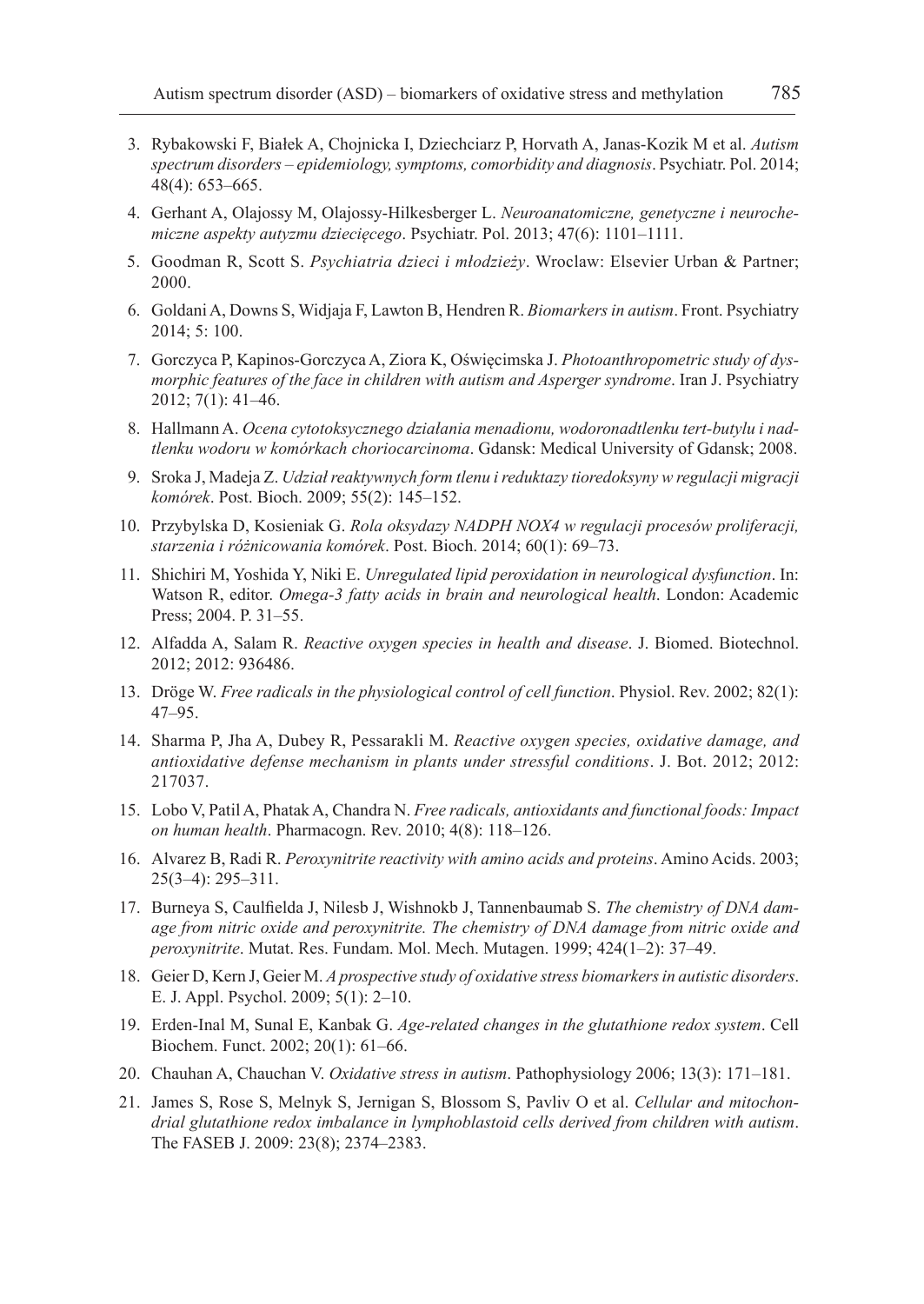3. Rybakowski F, Białek A, Chojnicka I, Dziechciarz P, Horvath A, Janas-Kozik M et al. *Autism spectrum disorders – epidemiology, symptoms, comorbidity and diagnosis*. Psychiatr. Pol. 2014; 48(4): 653–665.
4. Gerhant A, Olajossy M, Olajossy-Hilkesberger L. *Neuroanatomiczne, genetyczne i neurochemiczne aspekty autyzmu dziecięcego*. Psychiatr. Pol. 2013; 47(6): 1101–1111.
5. Goodman R, Scott S. *Psychiatria dzieci i młodzieży*. Wroclaw: Elsevier Urban & Partner; 2000.
6. Goldani A, Downs S, Widjaja F, Lawton B, Hendren R. *Biomarkers in autism*. Front. Psychiatry 2014; 5: 100.
7. Gorczyca P, Kapinos-Gorczyca A, Ziora K, Oświęcimska J. *Photoanthropometric study of dysmorphic features of the face in children with autism and Asperger syndrome*. Iran J. Psychiatry 2012; 7(1): 41–46.
8. Hallmann A. *Ocena cytotoksycznego działania menadionu, wodoronadtlenku tert-butylu i nadtlenku wodoru w komórkach choriocarcinoma*. Gdansk: Medical University of Gdansk; 2008.
9. Sroka J, Madeja Z. *Udział reaktywnych form tlenu i reduktazy tioredoksyny w regulacji migracji komórek*. Post. Bioch. 2009; 55(2): 145–152.
10. Przybylska D, Kosieniak G. *Rola oksydazy NADPH NOX4 w regulacji procesów proliferacji, starzenia i różnicowania komórek*. Post. Bioch. 2014; 60(1): 69–73.
11. Shichiri M, Yoshida Y, Niki E. *Unregulated lipid peroxidation in neurological dysfunction*. In: Watson R, editor. *Omega-3 fatty acids in brain and neurological health*. London: Academic Press; 2004. P. 31–55.
12. Alfadda A, Salam R. *Reactive oxygen species in health and disease*. J. Biomed. Biotechnol. 2012; 2012: 936486.
13. Dröge W. *Free radicals in the physiological control of cell function*. Physiol. Rev. 2002; 82(1): 47–95.
14. Sharma P, Jha A, Dubey R, Pessarakli M. *Reactive oxygen species, oxidative damage, and antioxidative defense mechanism in plants under stressful conditions*. J. Bot. 2012; 2012: 217037.
15. Lobo V, Patil A, Phatak A, Chandra N. *Free radicals, antioxidants and functional foods: Impact on human health*. Pharmacogn. Rev. 2010; 4(8): 118–126.
16. Alvarez B, Radi R. *Peroxynitrite reactivity with amino acids and proteins*. Amino Acids. 2003; 25(3–4): 295–311.
17. Burneya S, Caulfielda J, Nilesb J, Wishnokb J, Tannenbaumab S. *The chemistry of DNA damage from nitric oxide and peroxynitrite. The chemistry of DNA damage from nitric oxide and peroxynitrite*. Mutat. Res. Fundam. Mol. Mech. Mutagen. 1999; 424(1–2): 37–49.
18. Geier D, Kern J, Geier M. *A prospective study of oxidative stress biomarkers in autistic disorders*. E. J. Appl. Psychol. 2009; 5(1): 2–10.
19. Erden-Inal M, Sunal E, Kanbak G. *Age-related changes in the glutathione redox system*. Cell Biochem. Funct. 2002; 20(1): 61–66.
20. Chauhan A, Chauchan V. *Oxidative stress in autism*. Pathophysiology 2006; 13(3): 171–181.
21. James S, Rose S, Melnyk S, Jernigan S, Blossom S, Pavliv O et al. *Cellular and mitochondrial glutathione redox imbalance in lymphoblastoid cells derived from children with autism*. The FASEB J. 2009: 23(8); 2374–2383.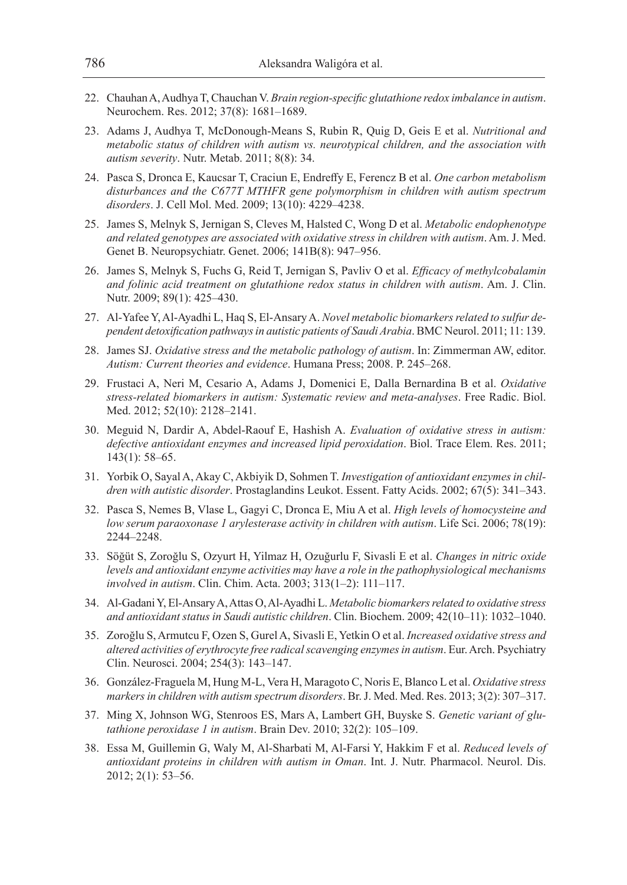22. Chauhan A, Audhya T, Chauchan V. *Brain region-specific glutathione redox imbalance in autism*. Neurochem. Res. 2012; 37(8): 1681–1689.
23. Adams J, Audhya T, McDonough-Means S, Rubin R, Quig D, Geis E et al. *Nutritional and metabolic status of children with autism vs. neurotypical children, and the association with autism severity*. Nutr. Metab. 2011; 8(8): 34.
24. Pasca S, Dronca E, Kaucsar T, Craciun E, Endreffy E, Ferencz B et al. *One carbon metabolism disturbances and the C677T MTHFR gene polymorphism in children with autism spectrum disorders*. J. Cell Mol. Med. 2009; 13(10): 4229–4238.
25. James S, Melnyk S, Jernigan S, Cleves M, Halsted C, Wong D et al. *Metabolic endophenotype and related genotypes are associated with oxidative stress in children with autism*. Am. J. Med. Genet B. Neuropsychiatr. Genet. 2006; 141B(8): 947–956.
26. James S, Melnyk S, Fuchs G, Reid T, Jernigan S, Pavliv O et al. *Efficacy of methylcobalamin and folinic acid treatment on glutathione redox status in children with autism*. Am. J. Clin. Nutr. 2009; 89(1): 425–430.
27. Al-Yafee Y, Al-Ayadhi L, Haq S, El-Ansary A. *Novel metabolic biomarkers related to sulfur dependent detoxification pathways in autistic patients of Saudi Arabia*. BMC Neurol. 2011; 11: 139.
28. James SJ. *Oxidative stress and the metabolic pathology of autism*. In: Zimmerman AW, editor. *Autism: Current theories and evidence*. Humana Press; 2008. P. 245–268.
29. Frustaci A, Neri M, Cesario A, Adams J, Domenici E, Dalla Bernardina B et al. *Oxidative stress-related biomarkers in autism: Systematic review and meta-analyses*. Free Radic. Biol. Med. 2012; 52(10): 2128–2141.
30. Meguid N, Dardir A, Abdel-Raouf E, Hashish A. *Evaluation of oxidative stress in autism: defective antioxidant enzymes and increased lipid peroxidation*. Biol. Trace Elem. Res. 2011; 143(1): 58–65.
31. Yorbik O, Sayal A, Akay C, Akbiyik D, Sohmen T. *Investigation of antioxidant enzymes in children with autistic disorder*. Prostaglandins Leukot. Essent. Fatty Acids. 2002; 67(5): 341–343.
32. Pasca S, Nemes B, Vlase L, Gagyi C, Dronca E, Miu A et al. *High levels of homocysteine and low serum paraoxonase 1 arylesterase activity in children with autism*. Life Sci. 2006; 78(19): 2244–2248.
33. Söğüt S, Zoroğlu S, Ozyurt H, Yilmaz H, Ozuğurlu F, Sivasli E et al. *Changes in nitric oxide levels and antioxidant enzyme activities may have a role in the pathophysiological mechanisms involved in autism*. Clin. Chim. Acta. 2003; 313(1–2): 111–117.
34. Al-Gadani Y, El-Ansary A, Attas O, Al-Ayadhi L. *Metabolic biomarkers related to oxidative stress and antioxidant status in Saudi autistic children*. Clin. Biochem. 2009; 42(10–11): 1032–1040.
35. Zoroğlu S, Armutcu F, Ozen S, Gurel A, Sivasli E, Yetkin O et al. *Increased oxidative stress and altered activities of erythrocyte free radical scavenging enzymes in autism*. Eur. Arch. Psychiatry Clin. Neurosci. 2004; 254(3): 143–147.
36. González-Fraguela M, Hung M-L, Vera H, Maragoto C, Noris E, Blanco L et al. *Oxidative stress markers in children with autism spectrum disorders*. Br. J. Med. Med. Res. 2013; 3(2): 307–317.
37. Ming X, Johnson WG, Stenroos ES, Mars A, Lambert GH, Buyske S. *Genetic variant of glutathione peroxidase 1 in autism*. Brain Dev. 2010; 32(2): 105–109.
38. Essa M, Guillemin G, Waly M, Al-Sharbati M, Al-Farsi Y, Hakkim F et al. *Reduced levels of antioxidant proteins in children with autism in Oman*. Int. J. Nutr. Pharmacol. Neurol. Dis. 2012; 2(1): 53–56.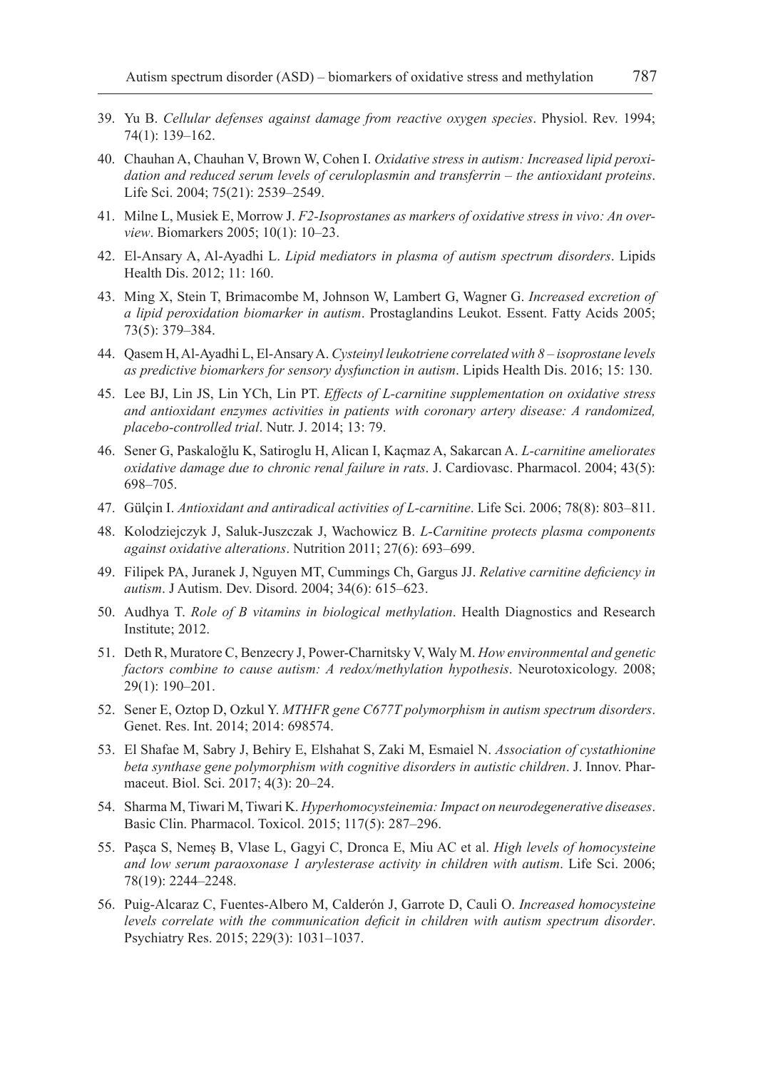39. Yu B. *Cellular defenses against damage from reactive oxygen species*. Physiol. Rev. 1994; 74(1): 139–162.
40. Chauhan A, Chauhan V, Brown W, Cohen I. *Oxidative stress in autism: Increased lipid peroxidation and reduced serum levels of ceruloplasmin and transferrin – the antioxidant proteins*. Life Sci. 2004; 75(21): 2539–2549.
41. Milne L, Musiek E, Morrow J. *F2-Isoprostanes as markers of oxidative stress in vivo: An overview*. Biomarkers 2005; 10(1): 10–23.
42. El-Ansary A, Al-Ayadhi L. *Lipid mediators in plasma of autism spectrum disorders*. Lipids Health Dis. 2012; 11: 160.
43. Ming X, Stein T, Brimacombe M, Johnson W, Lambert G, Wagner G. *Increased excretion of a lipid peroxidation biomarker in autism*. Prostaglandins Leukot. Essent. Fatty Acids 2005; 73(5): 379–384.
44. Qasem H, Al-Ayadhi L, El-Ansary A. *Cysteinyl leukotriene correlated with 8 – isoprostane levels as predictive biomarkers for sensory dysfunction in autism*. Lipids Health Dis. 2016; 15: 130.
45. Lee BJ, Lin JS, Lin YCh, Lin PT. *Effects of L-carnitine supplementation on oxidative stress and antioxidant enzymes activities in patients with coronary artery disease: A randomized, placebo-controlled trial*. Nutr. J. 2014; 13: 79.
46. Sener G, Paskaloğlu K, Satiroglu H, Alican I, Kaçmaz A, Sakarcan A. *L-carnitine ameliorates oxidative damage due to chronic renal failure in rats*. J. Cardiovasc. Pharmacol. 2004; 43(5): 698–705.
47. Gülçin I. *Antioxidant and antiradical activities of L-carnitine*. Life Sci. 2006; 78(8): 803–811.
48. Kolodziejczyk J, Saluk-Juszczak J, Wachowicz B. *L-Carnitine protects plasma components against oxidative alterations*. Nutrition 2011; 27(6): 693–699.
49. Filipek PA, Juranek J, Nguyen MT, Cummings Ch, Gargus JJ. *Relative carnitine deficiency in autism*. J Autism. Dev. Disord. 2004; 34(6): 615–623.
50. Audhya T. *Role of B vitamins in biological methylation*. Health Diagnostics and Research Institute; 2012.
51. Deth R, Muratore C, Benzecry J, Power-Charnitsky V, Waly M. *How environmental and genetic factors combine to cause autism: A redox/methylation hypothesis*. Neurotoxicology. 2008; 29(1): 190–201.
52. Sener E, Oztop D, Ozkul Y. *MTHFR gene C677T polymorphism in autism spectrum disorders*. Genet. Res. Int. 2014; 2014: 698574.
53. El Shafae M, Sabry J, Behiry E, Elshahat S, Zaki M, Esmaiel N. *Association of cystathionine beta synthase gene polymorphism with cognitive disorders in autistic children*. J. Innov. Pharmaceut. Biol. Sci. 2017; 4(3): 20–24.
54. Sharma M, Tiwari M, Tiwari K. *Hyperhomocysteinemia: Impact on neurodegenerative diseases*. Basic Clin. Pharmacol. Toxicol. 2015; 117(5): 287–296.
55. Paşca S, Nemeş B, Vlase L, Gagyi C, Dronca E, Miu AC et al. *High levels of homocysteine and low serum paraoxonase 1 arylesterase activity in children with autism*. Life Sci. 2006; 78(19): 2244–2248.
56. Puig-Alcaraz C, Fuentes-Albero M, Calderón J, Garrote D, Cauli O. *Increased homocysteine levels correlate with the communication deficit in children with autism spectrum disorder*. Psychiatry Res. 2015; 229(3): 1031–1037.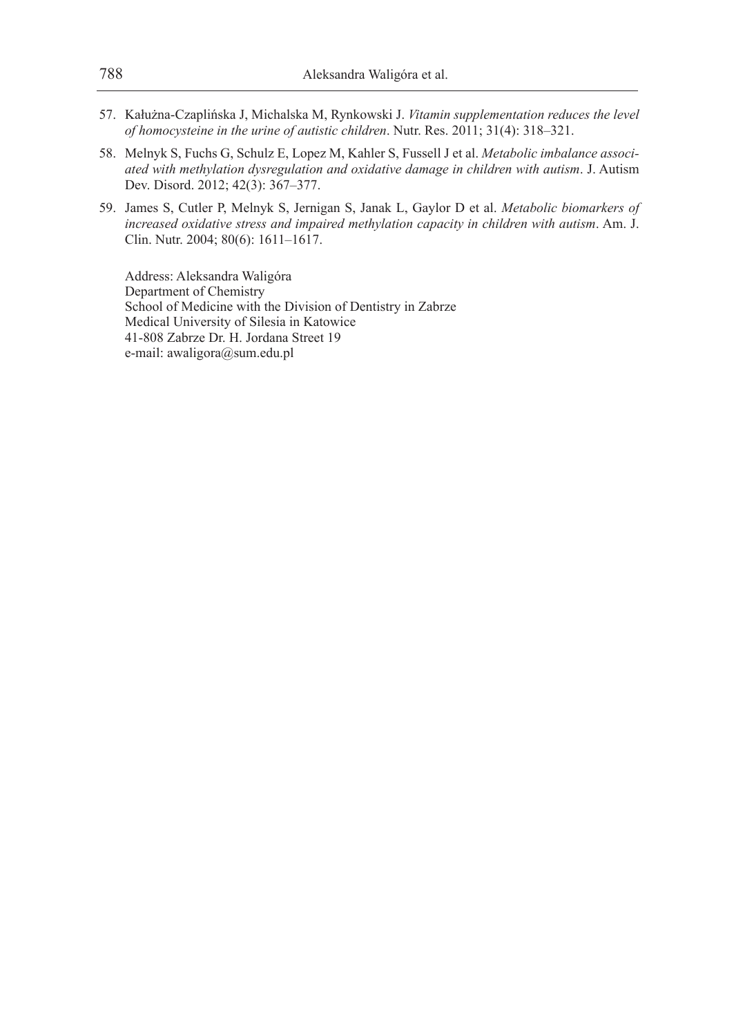57. Kałużna-Czaplińska J, Michalska M, Rynkowski J. *Vitamin supplementation reduces the level of homocysteine in the urine of autistic children*. Nutr. Res. 2011; 31(4): 318–321.
58. Melnyk S, Fuchs G, Schulz E, Lopez M, Kahler S, Fussell J et al. *Metabolic imbalance associated with methylation dysregulation and oxidative damage in children with autism*. J. Autism Dev. Disord. 2012; 42(3): 367–377.
59. James S, Cutler P, Melnyk S, Jernigan S, Janak L, Gaylor D et al. *Metabolic biomarkers of increased oxidative stress and impaired methylation capacity in children with autism*. Am. J. Clin. Nutr. 2004; 80(6): 1611–1617.

Address: Aleksandra Waligóra
Department of Chemistry
School of Medicine with the Division of Dentistry in Zabrze
Medical University of Silesia in Katowice
41-808 Zabrze Dr. H. Jordana Street 19
e-mail: awaligora@sum.edu.pl